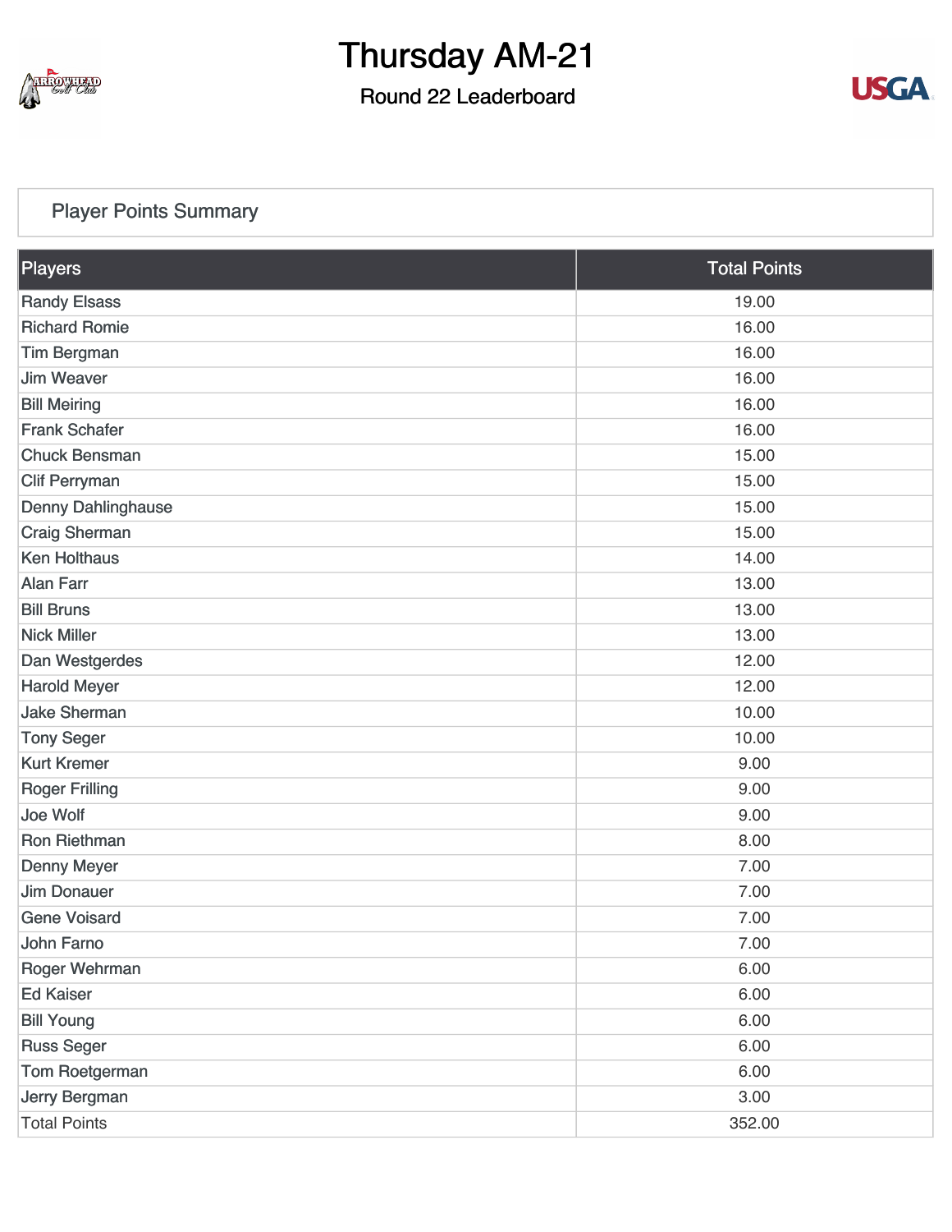# Thursday AM-21

## Round 22 Leaderboard

### Player Points Summary

| Players | Total Points |
|---|---|
| Randy Elsass | 19.00 |
| Richard Romie | 16.00 |
| Tim Bergman | 16.00 |
| Jim Weaver | 16.00 |
| Bill Meiring | 16.00 |
| Frank Schafer | 16.00 |
| Chuck Bensman | 15.00 |
| Clif Perryman | 15.00 |
| Denny Dahlinghause | 15.00 |
| Craig Sherman | 15.00 |
| Ken Holthaus | 14.00 |
| Alan Farr | 13.00 |
| Bill Bruns | 13.00 |
| Nick Miller | 13.00 |
| Dan Westgerdes | 12.00 |
| Harold Meyer | 12.00 |
| Jake Sherman | 10.00 |
| Tony Seger | 10.00 |
| Kurt Kremer | 9.00 |
| Roger Frilling | 9.00 |
| Joe Wolf | 9.00 |
| Ron Riethman | 8.00 |
| Denny Meyer | 7.00 |
| Jim Donauer | 7.00 |
| Gene Voisard | 7.00 |
| John Farno | 7.00 |
| Roger Wehrman | 6.00 |
| Ed Kaiser | 6.00 |
| Bill Young | 6.00 |
| Russ Seger | 6.00 |
| Tom Roetgerman | 6.00 |
| Jerry Bergman | 3.00 |
| Total Points | 352.00 |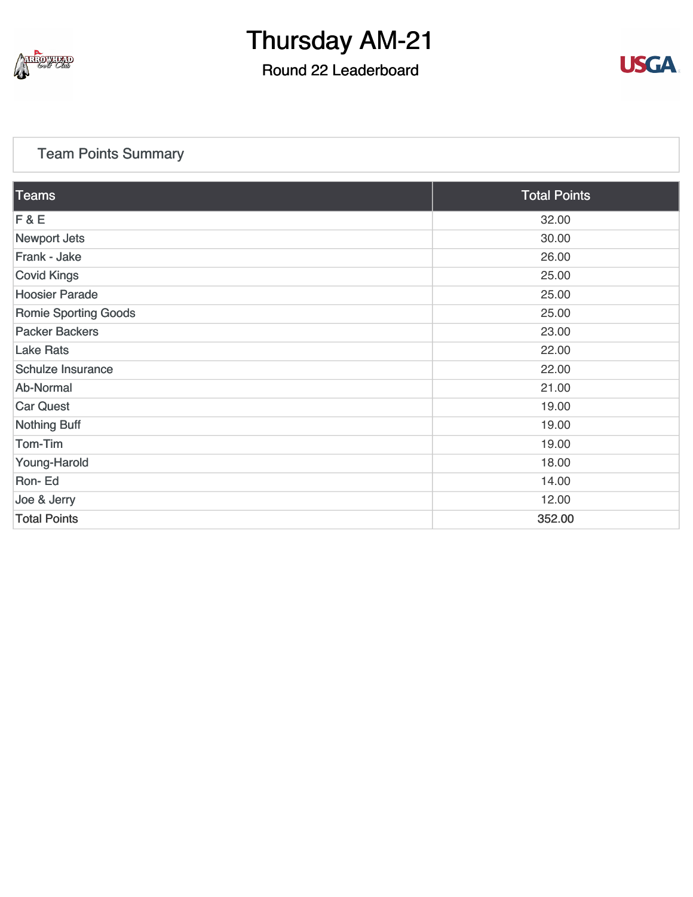# Thursday AM-21

## Round 22 Leaderboard

### Team Points Summary

| Teams | Total Points |
|---|---|
| F & E | 32.00 |
| Newport Jets | 30.00 |
| Frank - Jake | 26.00 |
| Covid Kings | 25.00 |
| Hoosier Parade | 25.00 |
| Romie Sporting Goods | 25.00 |
| Packer Backers | 23.00 |
| Lake Rats | 22.00 |
| Schulze Insurance | 22.00 |
| Ab-Normal | 21.00 |
| Car Quest | 19.00 |
| Nothing Buff | 19.00 |
| Tom-Tim | 19.00 |
| Young-Harold | 18.00 |
| Ron- Ed | 14.00 |
| Joe & Jerry | 12.00 |
| Total Points | 352.00 |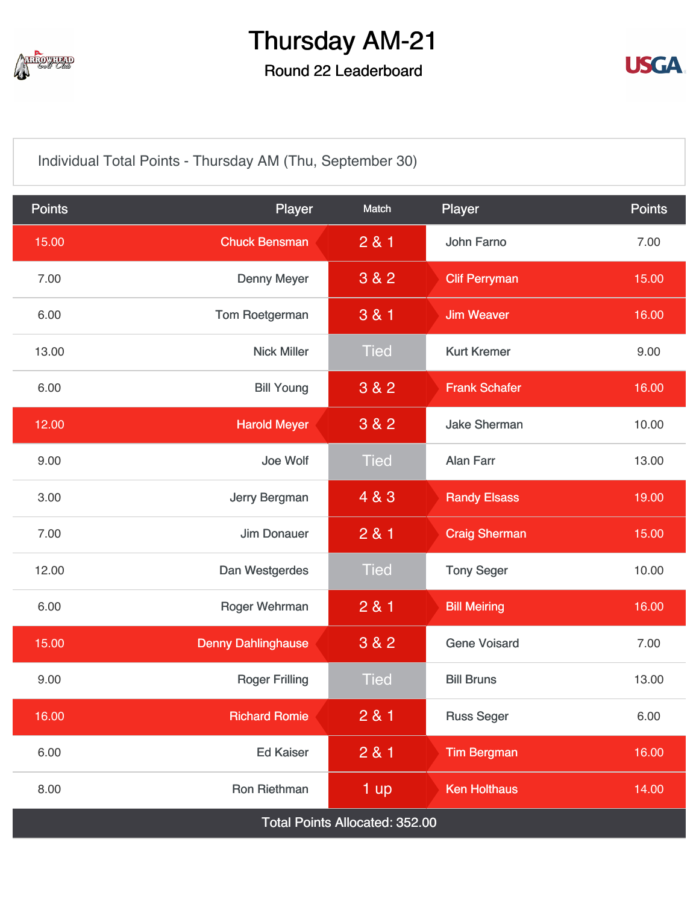# Thursday AM-21

## Round 22 Leaderboard

Individual Total Points - Thursday AM (Thu, September 30)

| Points | Player | Match | Player | Points |
|---|---|---|---|---|
| 15.00 | Chuck Bensman | 2 & 1 | John Farno | 7.00 |
| 7.00 | Denny Meyer | 3 & 2 | Clif Perryman | 15.00 |
| 6.00 | Tom Roetgerman | 3 & 1 | Jim Weaver | 16.00 |
| 13.00 | Nick Miller | Tied | Kurt Kremer | 9.00 |
| 6.00 | Bill Young | 3 & 2 | Frank Schafer | 16.00 |
| 12.00 | Harold Meyer | 3 & 2 | Jake Sherman | 10.00 |
| 9.00 | Joe Wolf | Tied | Alan Farr | 13.00 |
| 3.00 | Jerry Bergman | 4 & 3 | Randy Elsass | 19.00 |
| 7.00 | Jim Donauer | 2 & 1 | Craig Sherman | 15.00 |
| 12.00 | Dan Westgerdes | Tied | Tony Seger | 10.00 |
| 6.00 | Roger Wehrman | 2 & 1 | Bill Meiring | 16.00 |
| 15.00 | Denny Dahlinghause | 3 & 2 | Gene Voisard | 7.00 |
| 9.00 | Roger Frilling | Tied | Bill Bruns | 13.00 |
| 16.00 | Richard Romie | 2 & 1 | Russ Seger | 6.00 |
| 6.00 | Ed Kaiser | 2 & 1 | Tim Bergman | 16.00 |
| 8.00 | Ron Riethman | 1 up | Ken Holthaus | 14.00 |
| Total Points Allocated: 352.00 | | | | |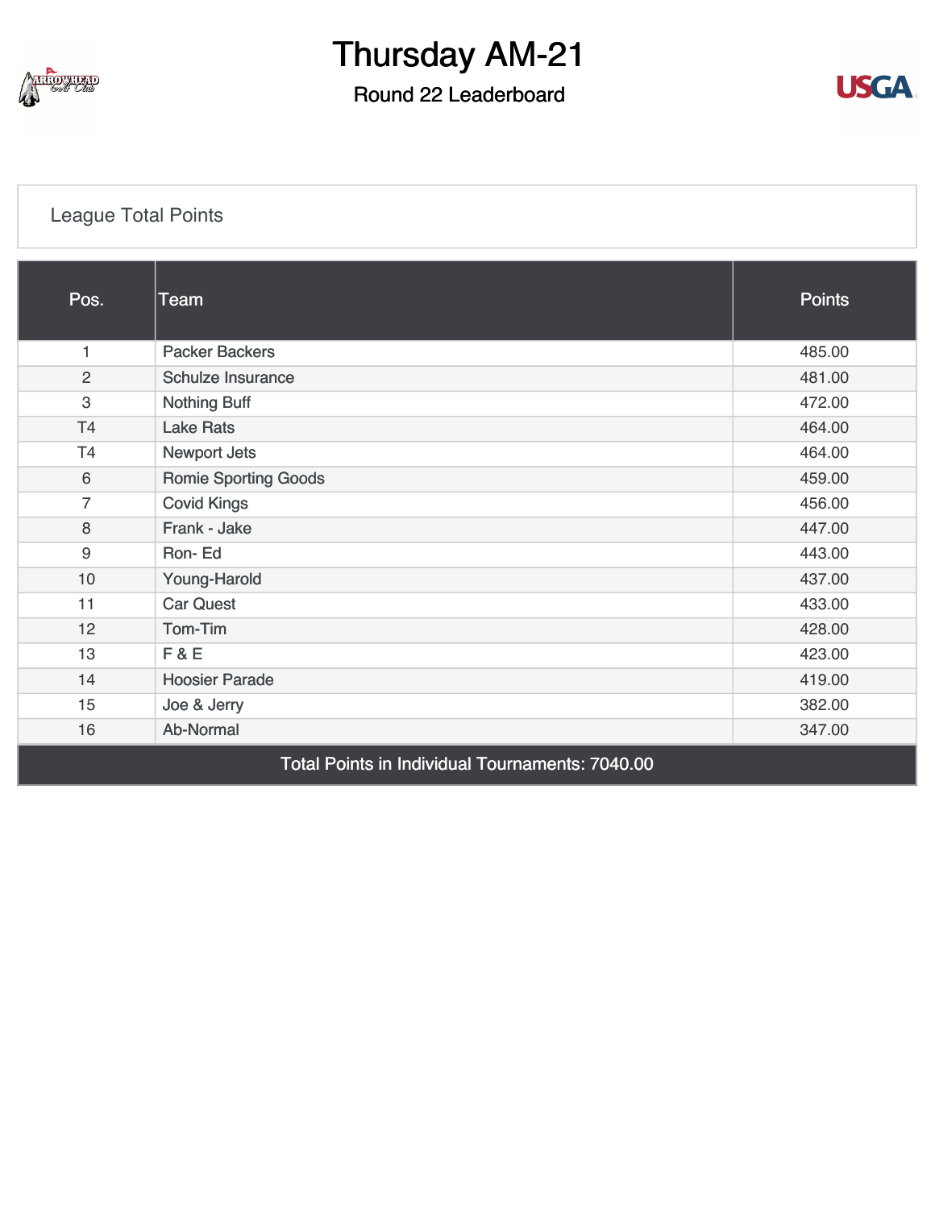# Thursday AM-21

## Round 22 Leaderboard

League Total Points

| Pos. | Team | Points |
|---|---|---|
| 1 | Packer Backers | 485.00 |
| 2 | Schulze Insurance | 481.00 |
| 3 | Nothing Buff | 472.00 |
| T4 | Lake Rats | 464.00 |
| T4 | Newport Jets | 464.00 |
| 6 | Romie Sporting Goods | 459.00 |
| 7 | Covid Kings | 456.00 |
| 8 | Frank - Jake | 447.00 |
| 9 | Ron- Ed | 443.00 |
| 10 | Young-Harold | 437.00 |
| 11 | Car Quest | 433.00 |
| 12 | Tom-Tim | 428.00 |
| 13 | F & E | 423.00 |
| 14 | Hoosier Parade | 419.00 |
| 15 | Joe & Jerry | 382.00 |
| 16 | Ab-Normal | 347.00 |

Total Points in Individual Tournaments: 7040.00